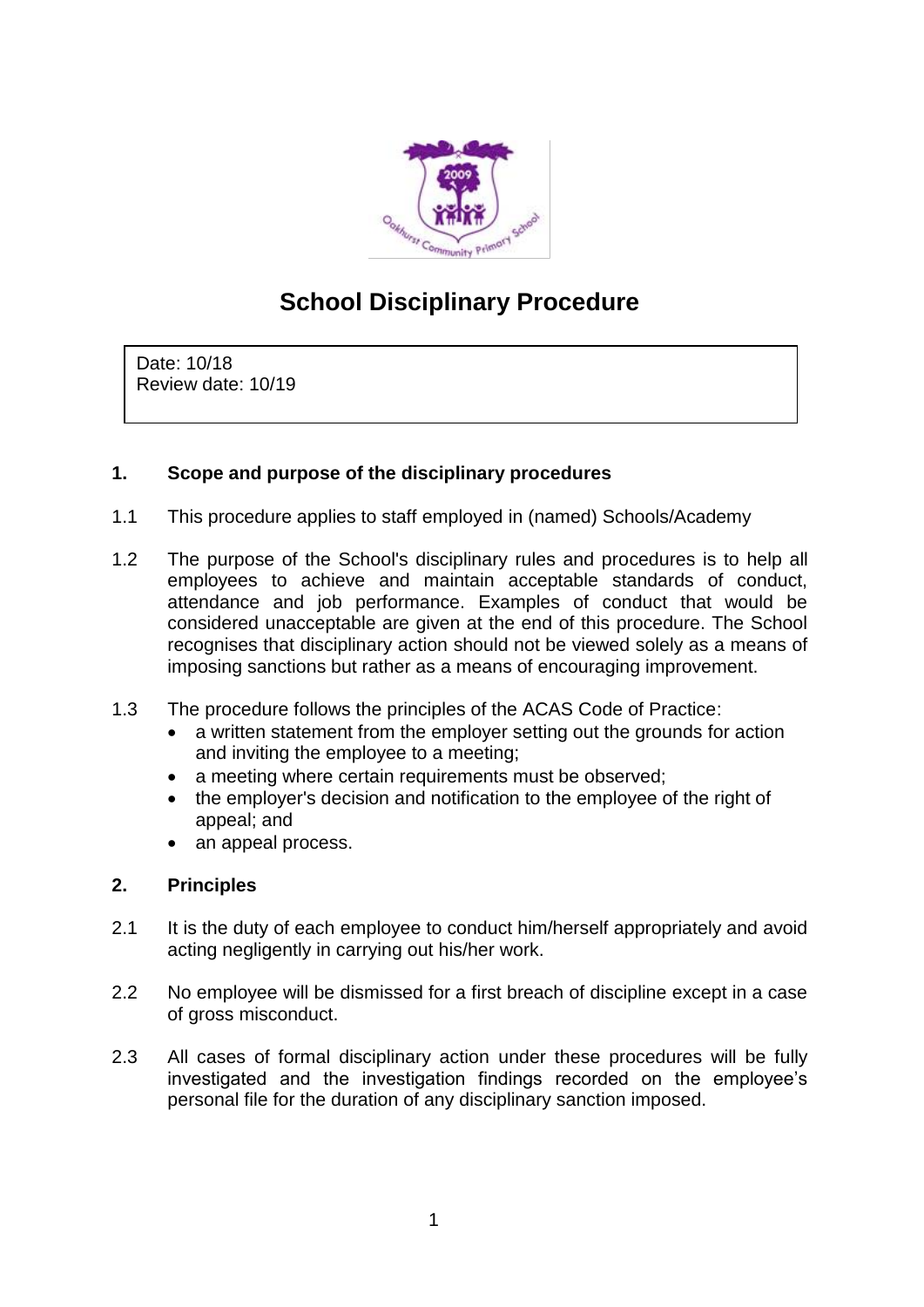# School Disciplinary Procedure

Date: 10/18
Review date: 10/19

## 1. Scope and purpose of the disciplinary procedures

1.1 This procedure applies to staff employed in (named) Schools/Academy

1.2 The purpose of the School's disciplinary rules and procedures is to help all employees to achieve and maintain acceptable standards of conduct, attendance and job performance. Examples of conduct that would be considered unacceptable are given at the end of this procedure. The School recognises that disciplinary action should not be viewed solely as a means of imposing sanctions but rather as a means of encouraging improvement.

1.3 The procedure follows the principles of the ACAS Code of Practice:

- a written statement from the employer setting out the grounds for action and inviting the employee to a meeting;
- a meeting where certain requirements must be observed;
- the employer's decision and notification to the employee of the right of appeal; and
- an appeal process.

## 2. Principles

2.1 It is the duty of each employee to conduct him/herself appropriately and avoid acting negligently in carrying out his/her work.

2.2 No employee will be dismissed for a first breach of discipline except in a case of gross misconduct.

2.3 All cases of formal disciplinary action under these procedures will be fully investigated and the investigation findings recorded on the employee's personal file for the duration of any disciplinary sanction imposed.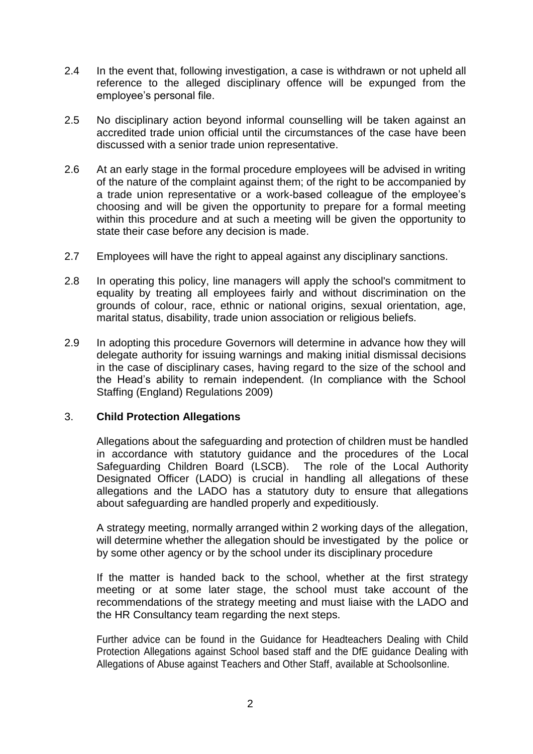2.4 In the event that, following investigation, a case is withdrawn or not upheld all reference to the alleged disciplinary offence will be expunged from the employee's personal file.

2.5 No disciplinary action beyond informal counselling will be taken against an accredited trade union official until the circumstances of the case have been discussed with a senior trade union representative.

2.6 At an early stage in the formal procedure employees will be advised in writing of the nature of the complaint against them; of the right to be accompanied by a trade union representative or a work-based colleague of the employee's choosing and will be given the opportunity to prepare for a formal meeting within this procedure and at such a meeting will be given the opportunity to state their case before any decision is made.

2.7 Employees will have the right to appeal against any disciplinary sanctions.

2.8 In operating this policy, line managers will apply the school's commitment to equality by treating all employees fairly and without discrimination on the grounds of colour, race, ethnic or national origins, sexual orientation, age, marital status, disability, trade union association or religious beliefs.

2.9 In adopting this procedure Governors will determine in advance how they will delegate authority for issuing warnings and making initial dismissal decisions in the case of disciplinary cases, having regard to the size of the school and the Head's ability to remain independent. (In compliance with the School Staffing (England) Regulations 2009)

## 3. **Child Protection Allegations**

Allegations about the safeguarding and protection of children must be handled in accordance with statutory guidance and the procedures of the Local Safeguarding Children Board (LSCB). The role of the Local Authority Designated Officer (LADO) is crucial in handling all allegations of these allegations and the LADO has a statutory duty to ensure that allegations about safeguarding are handled properly and expeditiously.

A strategy meeting, normally arranged within 2 working days of the allegation, will determine whether the allegation should be investigated by the police or by some other agency or by the school under its disciplinary procedure

If the matter is handed back to the school, whether at the first strategy meeting or at some later stage, the school must take account of the recommendations of the strategy meeting and must liaise with the LADO and the HR Consultancy team regarding the next steps.

Further advice can be found in the Guidance for Headteachers Dealing with Child Protection Allegations against School based staff and the DfE guidance Dealing with Allegations of Abuse against Teachers and Other Staff, available at Schoolsonline.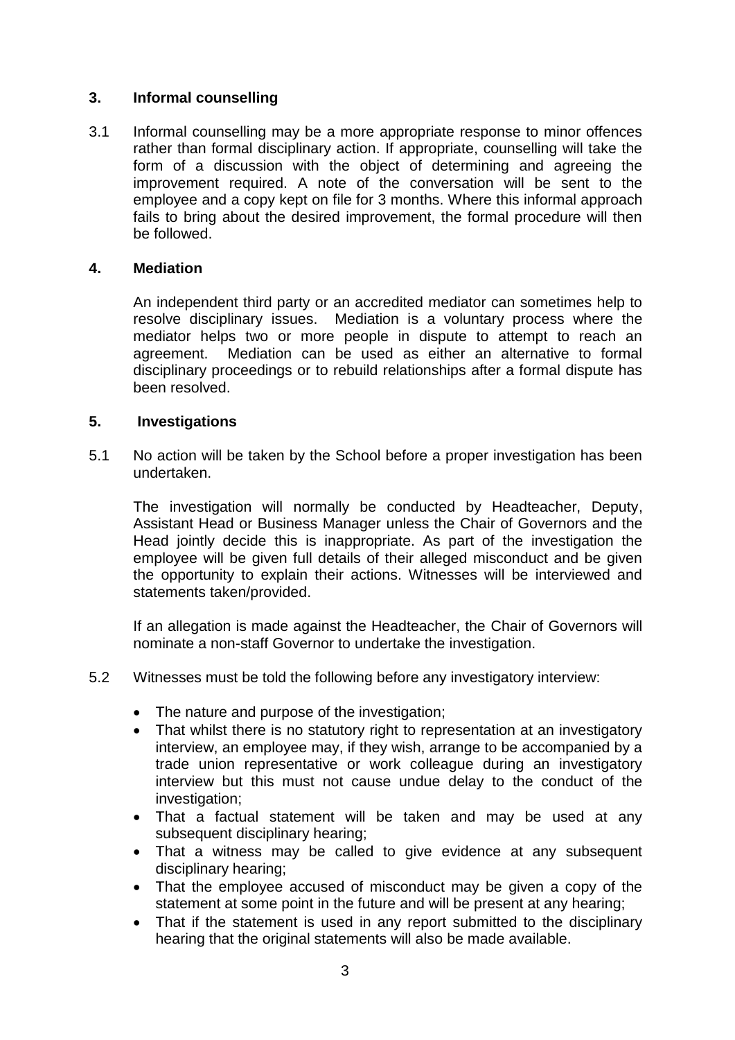## 3. Informal counselling

3.1 Informal counselling may be a more appropriate response to minor offences rather than formal disciplinary action. If appropriate, counselling will take the form of a discussion with the object of determining and agreeing the improvement required. A note of the conversation will be sent to the employee and a copy kept on file for 3 months. Where this informal approach fails to bring about the desired improvement, the formal procedure will then be followed.

## 4. Mediation

An independent third party or an accredited mediator can sometimes help to resolve disciplinary issues. Mediation is a voluntary process where the mediator helps two or more people in dispute to attempt to reach an agreement. Mediation can be used as either an alternative to formal disciplinary proceedings or to rebuild relationships after a formal dispute has been resolved.

## 5. Investigations

5.1 No action will be taken by the School before a proper investigation has been undertaken.

The investigation will normally be conducted by Headteacher, Deputy, Assistant Head or Business Manager unless the Chair of Governors and the Head jointly decide this is inappropriate. As part of the investigation the employee will be given full details of their alleged misconduct and be given the opportunity to explain their actions. Witnesses will be interviewed and statements taken/provided.

If an allegation is made against the Headteacher, the Chair of Governors will nominate a non-staff Governor to undertake the investigation.

5.2 Witnesses must be told the following before any investigatory interview:

- The nature and purpose of the investigation;
- That whilst there is no statutory right to representation at an investigatory interview, an employee may, if they wish, arrange to be accompanied by a trade union representative or work colleague during an investigatory interview but this must not cause undue delay to the conduct of the investigation;
- That a factual statement will be taken and may be used at any subsequent disciplinary hearing;
- That a witness may be called to give evidence at any subsequent disciplinary hearing;
- That the employee accused of misconduct may be given a copy of the statement at some point in the future and will be present at any hearing;
- That if the statement is used in any report submitted to the disciplinary hearing that the original statements will also be made available.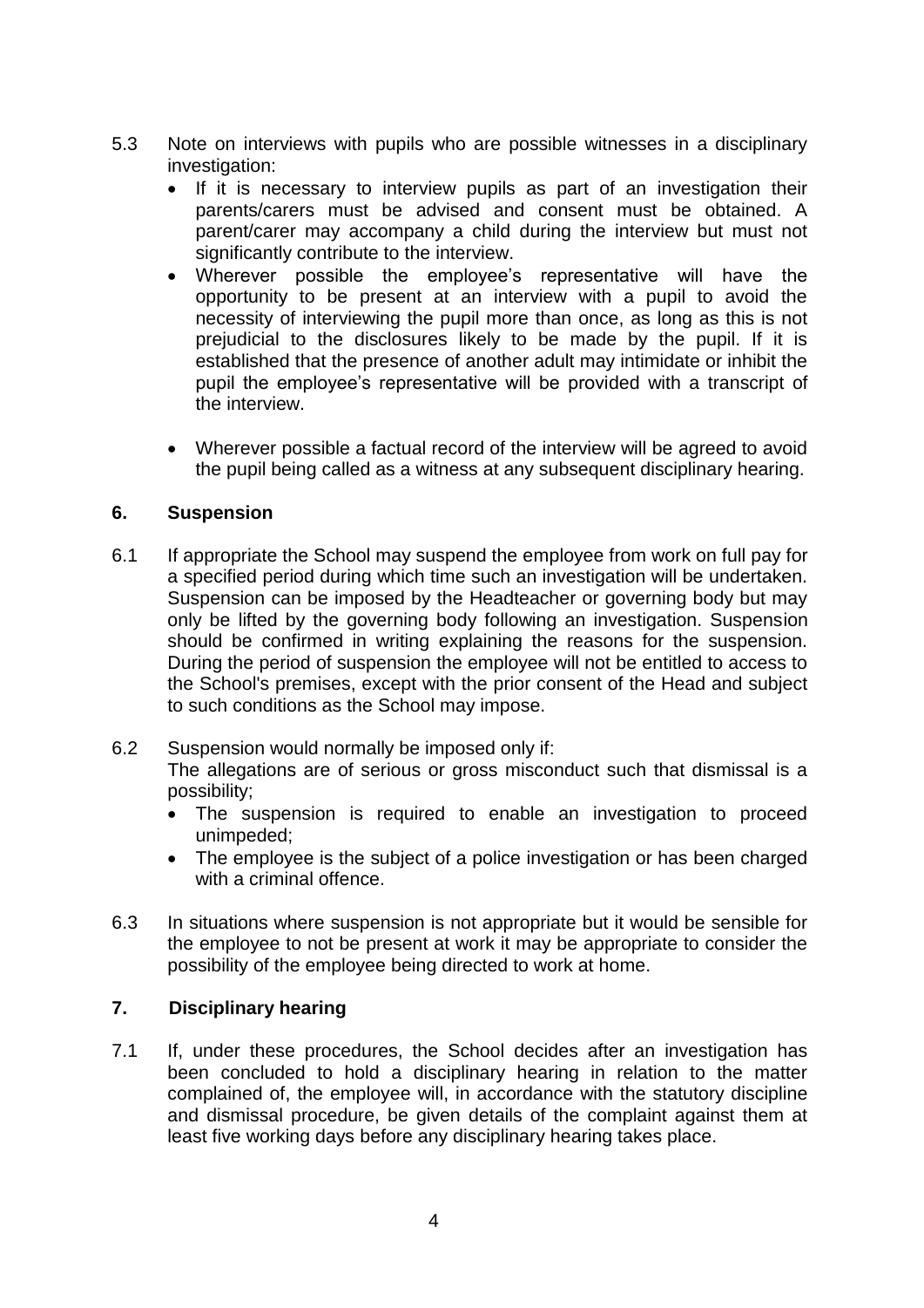5.3 Note on interviews with pupils who are possible witnesses in a disciplinary investigation:

- If it is necessary to interview pupils as part of an investigation their parents/carers must be advised and consent must be obtained. A parent/carer may accompany a child during the interview but must not significantly contribute to the interview.
- Wherever possible the employee's representative will have the opportunity to be present at an interview with a pupil to avoid the necessity of interviewing the pupil more than once, as long as this is not prejudicial to the disclosures likely to be made by the pupil. If it is established that the presence of another adult may intimidate or inhibit the pupil the employee's representative will be provided with a transcript of the interview.
- Wherever possible a factual record of the interview will be agreed to avoid the pupil being called as a witness at any subsequent disciplinary hearing.

## 6. Suspension

6.1 If appropriate the School may suspend the employee from work on full pay for a specified period during which time such an investigation will be undertaken. Suspension can be imposed by the Headteacher or governing body but may only be lifted by the governing body following an investigation. Suspension should be confirmed in writing explaining the reasons for the suspension. During the period of suspension the employee will not be entitled to access to the School's premises, except with the prior consent of the Head and subject to such conditions as the School may impose.

6.2 Suspension would normally be imposed only if:
The allegations are of serious or gross misconduct such that dismissal is a possibility;

- The suspension is required to enable an investigation to proceed unimpeded;
- The employee is the subject of a police investigation or has been charged with a criminal offence.

6.3 In situations where suspension is not appropriate but it would be sensible for the employee to not be present at work it may be appropriate to consider the possibility of the employee being directed to work at home.

## 7. Disciplinary hearing

7.1 If, under these procedures, the School decides after an investigation has been concluded to hold a disciplinary hearing in relation to the matter complained of, the employee will, in accordance with the statutory discipline and dismissal procedure, be given details of the complaint against them at least five working days before any disciplinary hearing takes place.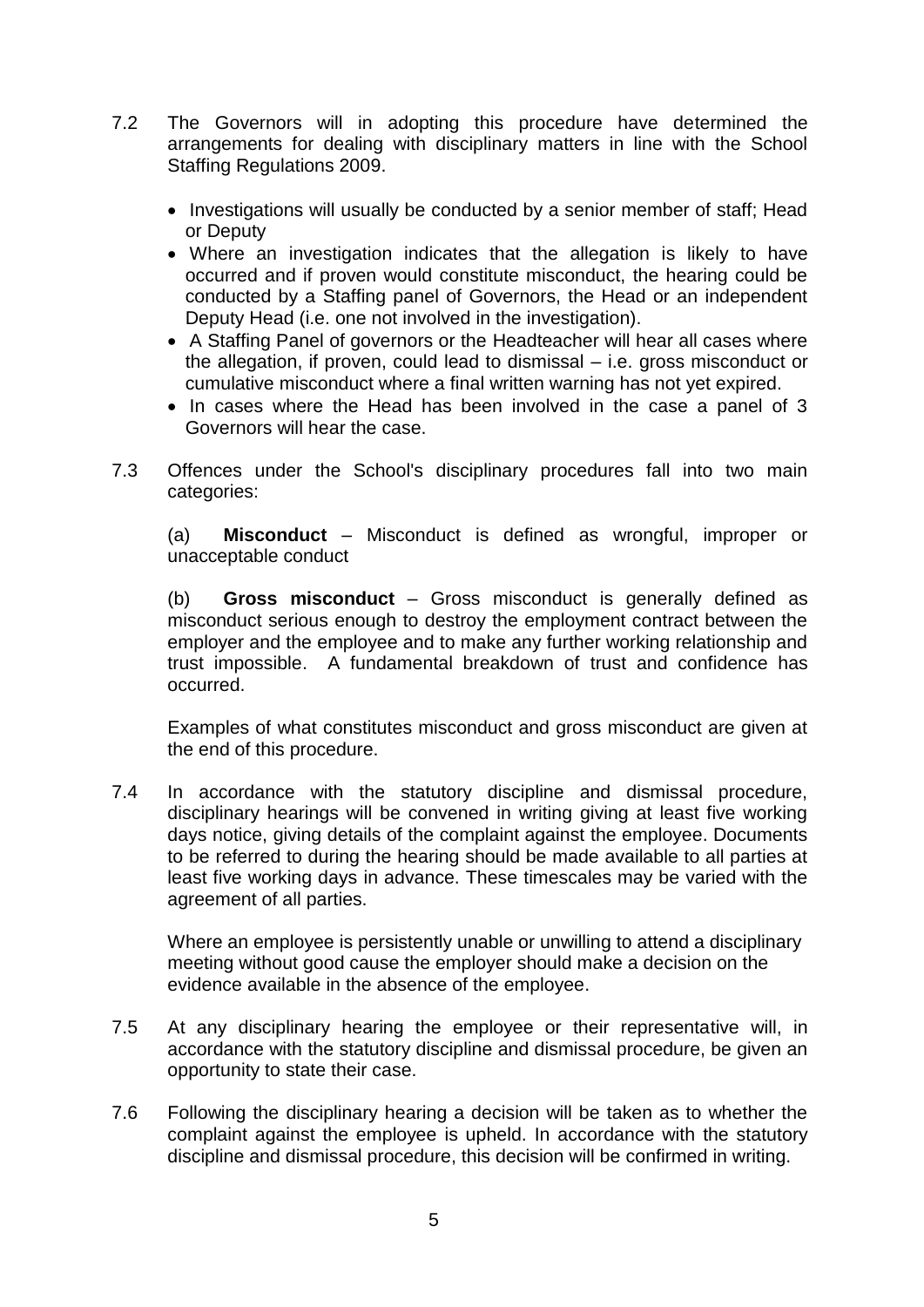7.2 The Governors will in adopting this procedure have determined the arrangements for dealing with disciplinary matters in line with the School Staffing Regulations 2009.

- Investigations will usually be conducted by a senior member of staff; Head or Deputy
- Where an investigation indicates that the allegation is likely to have occurred and if proven would constitute misconduct, the hearing could be conducted by a Staffing panel of Governors, the Head or an independent Deputy Head (i.e. one not involved in the investigation).
- A Staffing Panel of governors or the Headteacher will hear all cases where the allegation, if proven, could lead to dismissal – i.e. gross misconduct or cumulative misconduct where a final written warning has not yet expired.
- In cases where the Head has been involved in the case a panel of 3 Governors will hear the case.

7.3 Offences under the School's disciplinary procedures fall into two main categories:

(a) **Misconduct** – Misconduct is defined as wrongful, improper or unacceptable conduct

(b) **Gross misconduct** – Gross misconduct is generally defined as misconduct serious enough to destroy the employment contract between the employer and the employee and to make any further working relationship and trust impossible. A fundamental breakdown of trust and confidence has occurred.

Examples of what constitutes misconduct and gross misconduct are given at the end of this procedure.

7.4 In accordance with the statutory discipline and dismissal procedure, disciplinary hearings will be convened in writing giving at least five working days notice, giving details of the complaint against the employee. Documents to be referred to during the hearing should be made available to all parties at least five working days in advance. These timescales may be varied with the agreement of all parties.

Where an employee is persistently unable or unwilling to attend a disciplinary meeting without good cause the employer should make a decision on the evidence available in the absence of the employee.

7.5 At any disciplinary hearing the employee or their representative will, in accordance with the statutory discipline and dismissal procedure, be given an opportunity to state their case.

7.6 Following the disciplinary hearing a decision will be taken as to whether the complaint against the employee is upheld. In accordance with the statutory discipline and dismissal procedure, this decision will be confirmed in writing.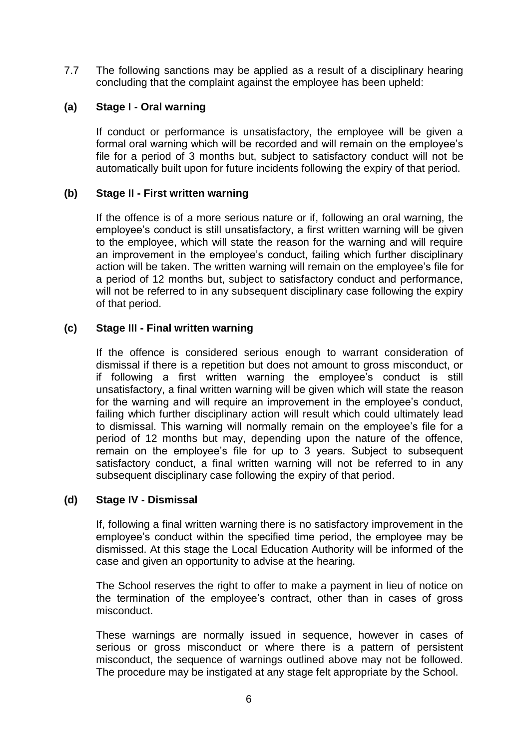7.7 The following sanctions may be applied as a result of a disciplinary hearing concluding that the complaint against the employee has been upheld:

**(a) Stage I - Oral warning**

If conduct or performance is unsatisfactory, the employee will be given a formal oral warning which will be recorded and will remain on the employee's file for a period of 3 months but, subject to satisfactory conduct will not be automatically built upon for future incidents following the expiry of that period.

**(b) Stage II - First written warning**

If the offence is of a more serious nature or if, following an oral warning, the employee's conduct is still unsatisfactory, a first written warning will be given to the employee, which will state the reason for the warning and will require an improvement in the employee's conduct, failing which further disciplinary action will be taken. The written warning will remain on the employee's file for a period of 12 months but, subject to satisfactory conduct and performance, will not be referred to in any subsequent disciplinary case following the expiry of that period.

**(c) Stage III - Final written warning**

If the offence is considered serious enough to warrant consideration of dismissal if there is a repetition but does not amount to gross misconduct, or if following a first written warning the employee's conduct is still unsatisfactory, a final written warning will be given which will state the reason for the warning and will require an improvement in the employee's conduct, failing which further disciplinary action will result which could ultimately lead to dismissal. This warning will normally remain on the employee's file for a period of 12 months but may, depending upon the nature of the offence, remain on the employee's file for up to 3 years. Subject to subsequent satisfactory conduct, a final written warning will not be referred to in any subsequent disciplinary case following the expiry of that period.

**(d) Stage IV - Dismissal**

If, following a final written warning there is no satisfactory improvement in the employee's conduct within the specified time period, the employee may be dismissed. At this stage the Local Education Authority will be informed of the case and given an opportunity to advise at the hearing.

The School reserves the right to offer to make a payment in lieu of notice on the termination of the employee's contract, other than in cases of gross misconduct.

These warnings are normally issued in sequence, however in cases of serious or gross misconduct or where there is a pattern of persistent misconduct, the sequence of warnings outlined above may not be followed. The procedure may be instigated at any stage felt appropriate by the School.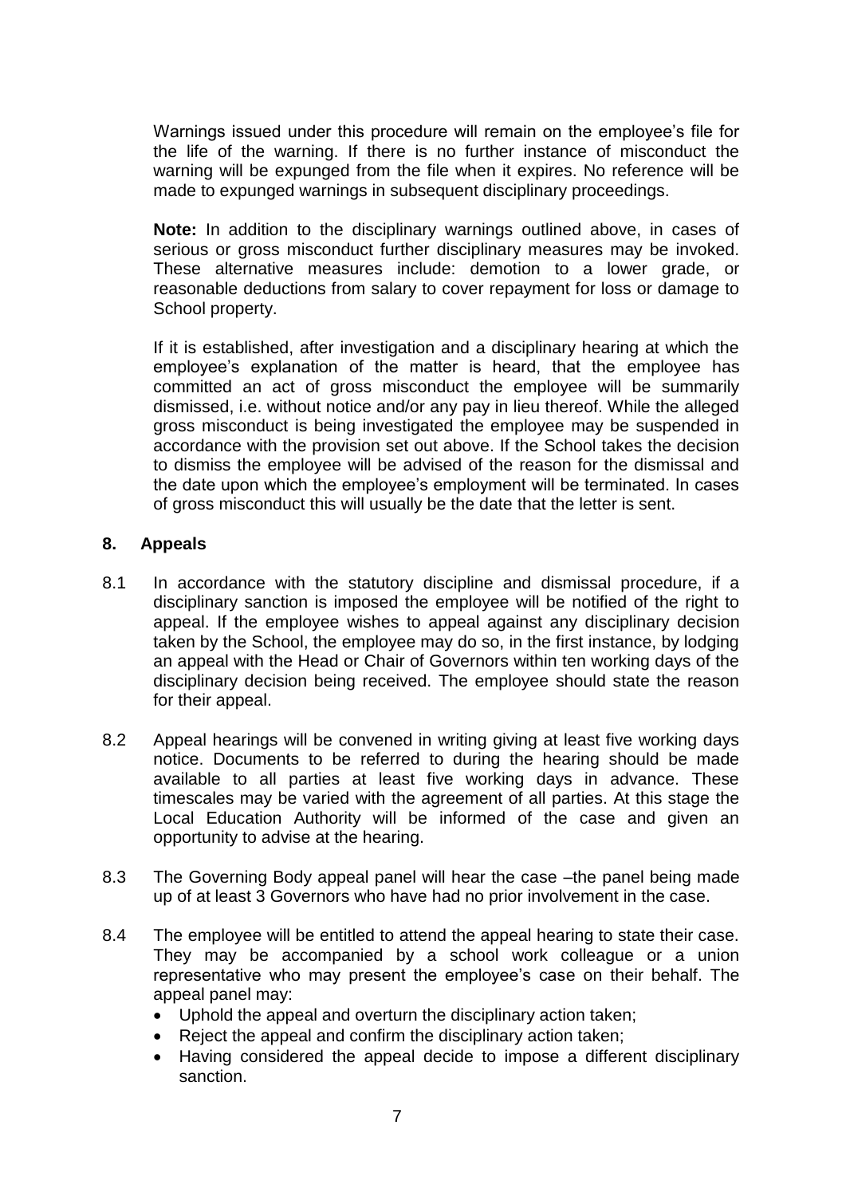Warnings issued under this procedure will remain on the employee's file for the life of the warning. If there is no further instance of misconduct the warning will be expunged from the file when it expires. No reference will be made to expunged warnings in subsequent disciplinary proceedings.

**Note:** In addition to the disciplinary warnings outlined above, in cases of serious or gross misconduct further disciplinary measures may be invoked. These alternative measures include: demotion to a lower grade, or reasonable deductions from salary to cover repayment for loss or damage to School property.

If it is established, after investigation and a disciplinary hearing at which the employee's explanation of the matter is heard, that the employee has committed an act of gross misconduct the employee will be summarily dismissed, i.e. without notice and/or any pay in lieu thereof. While the alleged gross misconduct is being investigated the employee may be suspended in accordance with the provision set out above. If the School takes the decision to dismiss the employee will be advised of the reason for the dismissal and the date upon which the employee's employment will be terminated. In cases of gross misconduct this will usually be the date that the letter is sent.

## 8. Appeals

8.1 In accordance with the statutory discipline and dismissal procedure, if a disciplinary sanction is imposed the employee will be notified of the right to appeal. If the employee wishes to appeal against any disciplinary decision taken by the School, the employee may do so, in the first instance, by lodging an appeal with the Head or Chair of Governors within ten working days of the disciplinary decision being received. The employee should state the reason for their appeal.

8.2 Appeal hearings will be convened in writing giving at least five working days notice. Documents to be referred to during the hearing should be made available to all parties at least five working days in advance. These timescales may be varied with the agreement of all parties. At this stage the Local Education Authority will be informed of the case and given an opportunity to advise at the hearing.

8.3 The Governing Body appeal panel will hear the case –the panel being made up of at least 3 Governors who have had no prior involvement in the case.

8.4 The employee will be entitled to attend the appeal hearing to state their case. They may be accompanied by a school work colleague or a union representative who may present the employee's case on their behalf. The appeal panel may:

- Uphold the appeal and overturn the disciplinary action taken;
- Reject the appeal and confirm the disciplinary action taken;
- Having considered the appeal decide to impose a different disciplinary sanction.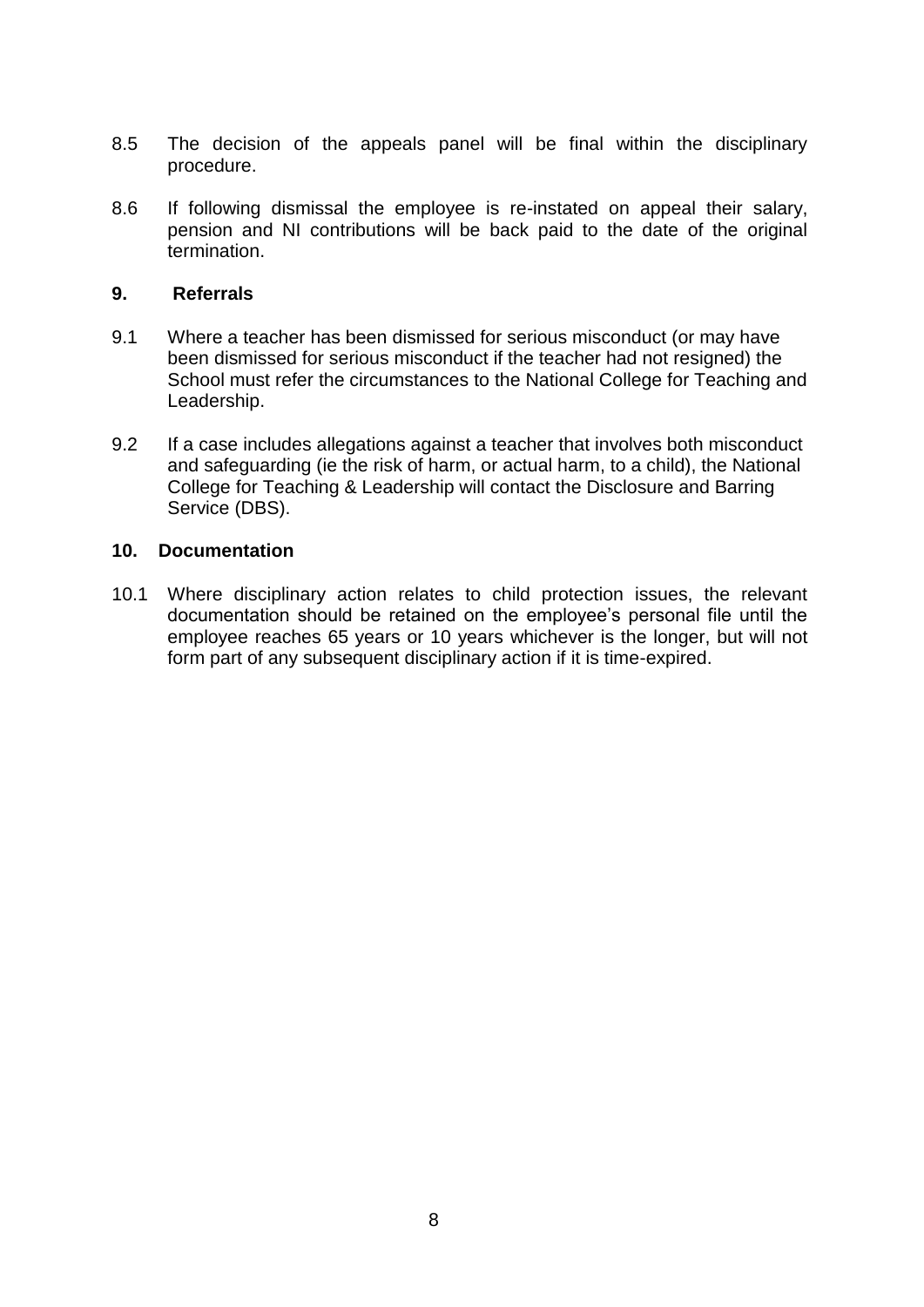8.5 The decision of the appeals panel will be final within the disciplinary procedure.

8.6 If following dismissal the employee is re-instated on appeal their salary, pension and NI contributions will be back paid to the date of the original termination.

## 9. Referrals

9.1 Where a teacher has been dismissed for serious misconduct (or may have been dismissed for serious misconduct if the teacher had not resigned) the School must refer the circumstances to the National College for Teaching and Leadership.

9.2 If a case includes allegations against a teacher that involves both misconduct and safeguarding (ie the risk of harm, or actual harm, to a child), the National College for Teaching & Leadership will contact the Disclosure and Barring Service (DBS).

## 10. Documentation

10.1 Where disciplinary action relates to child protection issues, the relevant documentation should be retained on the employee's personal file until the employee reaches 65 years or 10 years whichever is the longer, but will not form part of any subsequent disciplinary action if it is time-expired.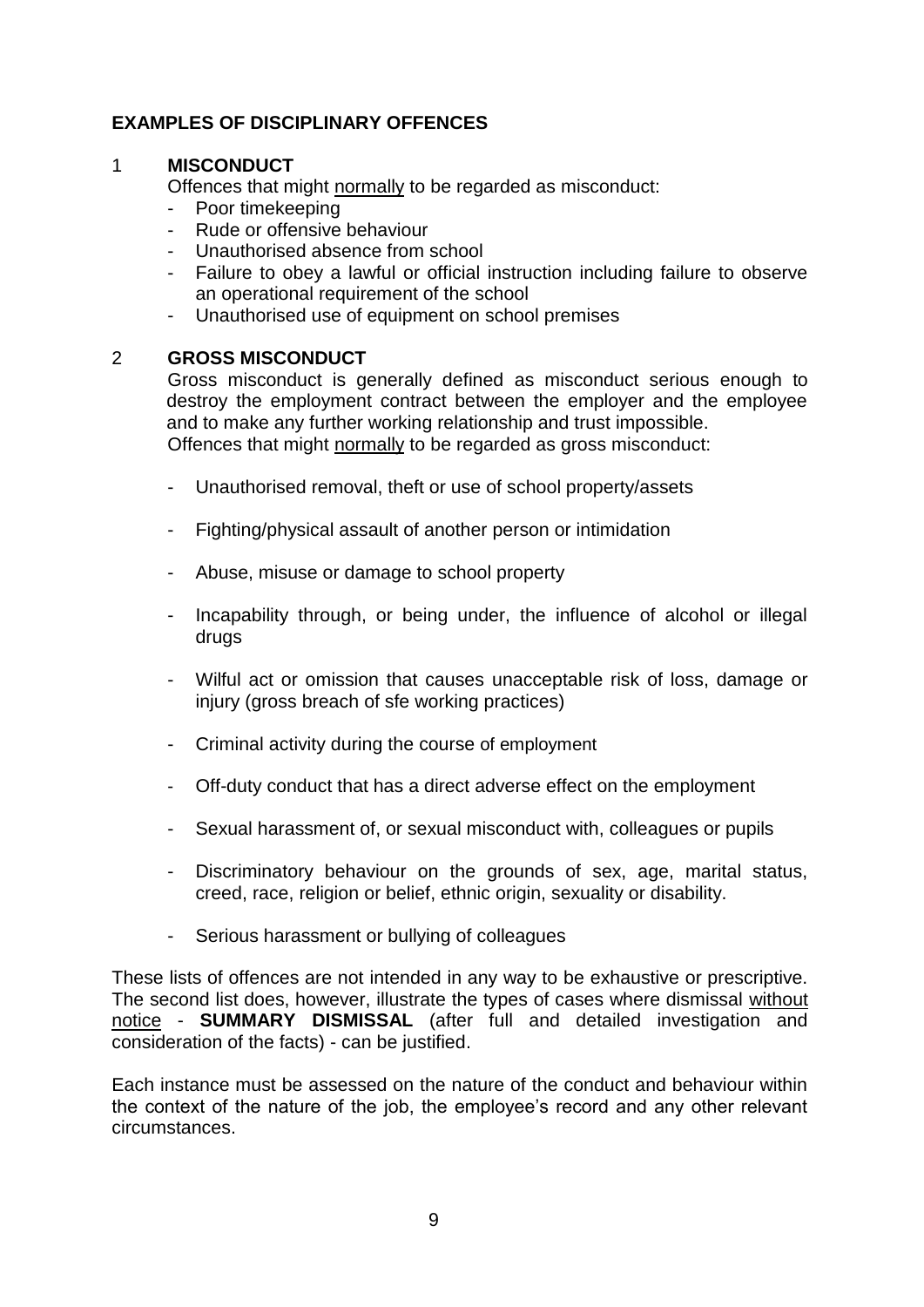## EXAMPLES OF DISCIPLINARY OFFENCES

### 1 MISCONDUCT

Offences that might <u>normally</u> to be regarded as misconduct:

- Poor timekeeping
- Rude or offensive behaviour
- Unauthorised absence from school
- Failure to obey a lawful or official instruction including failure to observe an operational requirement of the school
- Unauthorised use of equipment on school premises

### 2 GROSS MISCONDUCT

Gross misconduct is generally defined as misconduct serious enough to destroy the employment contract between the employer and the employee and to make any further working relationship and trust impossible.
Offences that might <u>normally</u> to be regarded as gross misconduct:

- Unauthorised removal, theft or use of school property/assets
- Fighting/physical assault of another person or intimidation
- Abuse, misuse or damage to school property
- Incapability through, or being under, the influence of alcohol or illegal drugs
- Wilful act or omission that causes unacceptable risk of loss, damage or injury (gross breach of sfe working practices)
- Criminal activity during the course of employment
- Off-duty conduct that has a direct adverse effect on the employment
- Sexual harassment of, or sexual misconduct with, colleagues or pupils
- Discriminatory behaviour on the grounds of sex, age, marital status, creed, race, religion or belief, ethnic origin, sexuality or disability.
- Serious harassment or bullying of colleagues

These lists of offences are not intended in any way to be exhaustive or prescriptive. The second list does, however, illustrate the types of cases where dismissal <u>without notice</u> - **SUMMARY DISMISSAL** (after full and detailed investigation and consideration of the facts) - can be justified.

Each instance must be assessed on the nature of the conduct and behaviour within the context of the nature of the job, the employee's record and any other relevant circumstances.